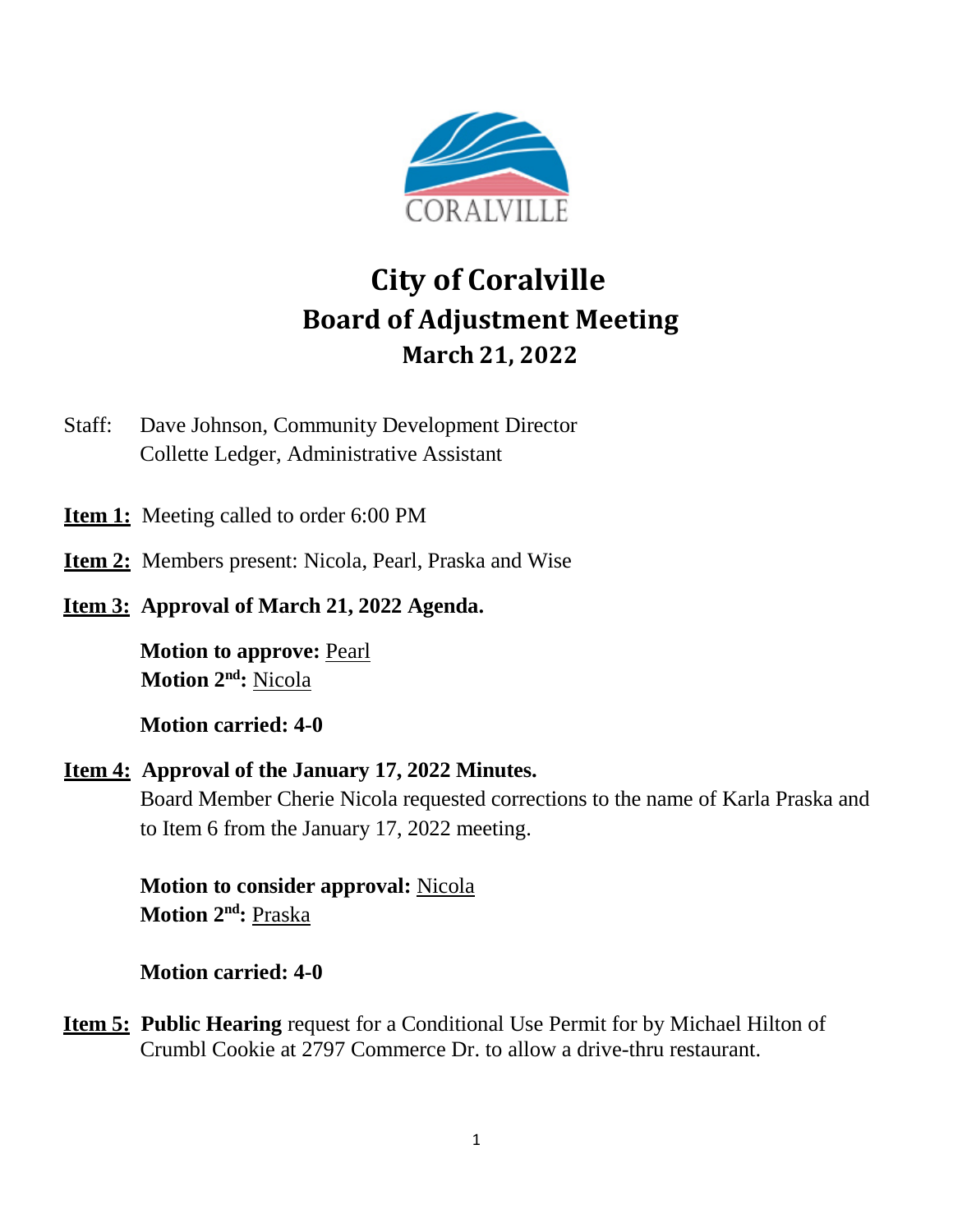# City of Coralville
## Board of Adjustment Meeting
### March 21, 2022

Staff: Dave Johnson, Community Development Director
Collette Ledger, Administrative Assistant

**Item 1:** Meeting called to order 6:00 PM

**Item 2:** Members present: Nicola, Pearl, Praska and Wise

**Item 3: Approval of March 21, 2022 Agenda.**

**Motion to approve:** Pearl
**Motion 2nd:** Nicola

**Motion carried: 4-0**

**Item 4: Approval of the January 17, 2022 Minutes.**
Board Member Cherie Nicola requested corrections to the name of Karla Praska and to Item 6 from the January 17, 2022 meeting.

**Motion to consider approval:** Nicola
**Motion 2nd:** Praska

**Motion carried: 4-0**

**Item 5: Public Hearing** request for a Conditional Use Permit for by Michael Hilton of Crumbl Cookie at 2797 Commerce Dr. to allow a drive-thru restaurant.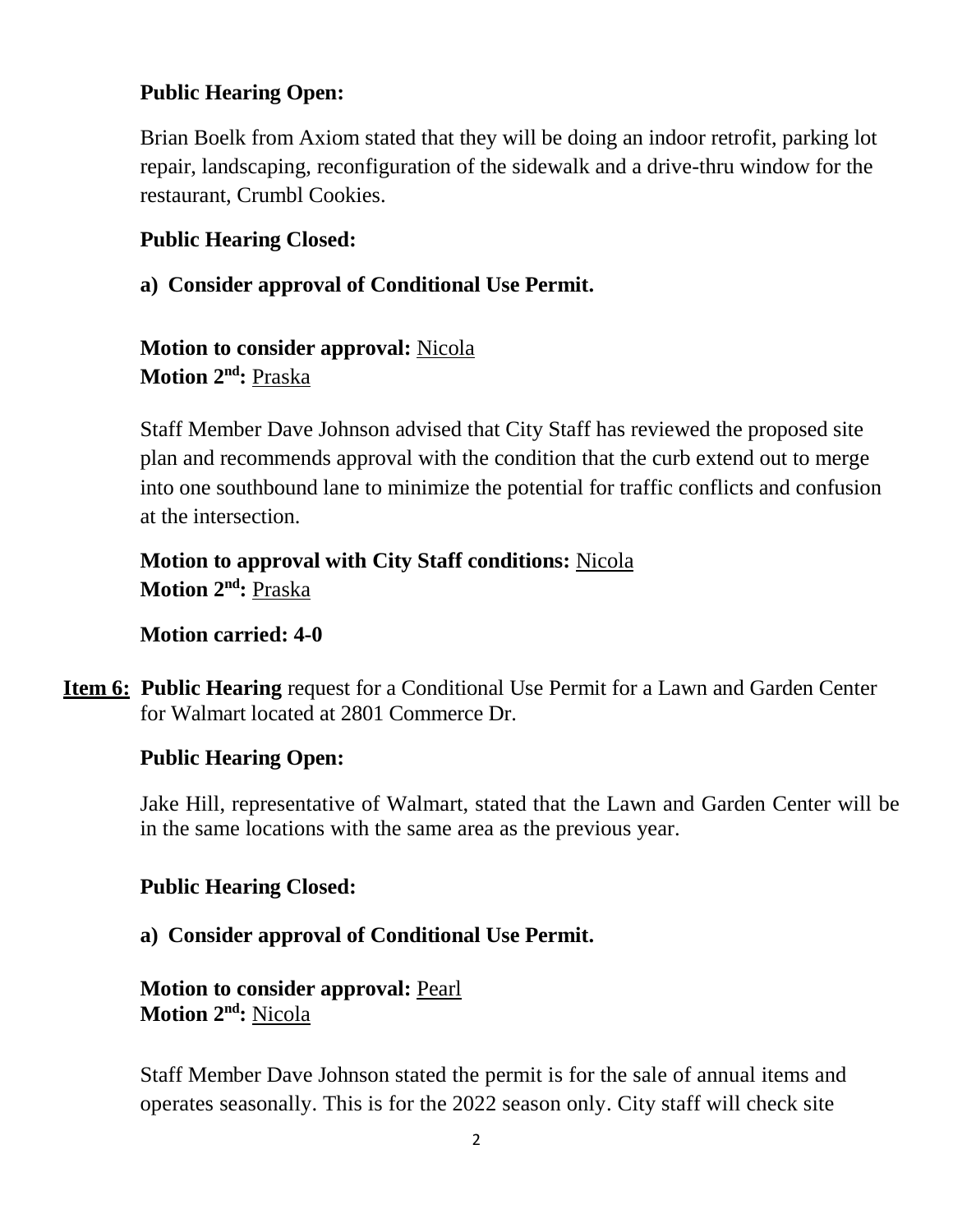**Public Hearing Open:**

Brian Boelk from Axiom stated that they will be doing an indoor retrofit, parking lot repair, landscaping, reconfiguration of the sidewalk and a drive-thru window for the restaurant, Crumbl Cookies.

**Public Hearing Closed:**

**a) Consider approval of Conditional Use Permit.**

**Motion to consider approval:** Nicola
**Motion 2nd:** Praska

Staff Member Dave Johnson advised that City Staff has reviewed the proposed site plan and recommends approval with the condition that the curb extend out to merge into one southbound lane to minimize the potential for traffic conflicts and confusion at the intersection.

**Motion to approval with City Staff conditions:** Nicola
**Motion 2nd:** Praska

**Motion carried: 4-0**

**Item 6: Public Hearing** request for a Conditional Use Permit for a Lawn and Garden Center for Walmart located at 2801 Commerce Dr.

**Public Hearing Open:**

Jake Hill, representative of Walmart, stated that the Lawn and Garden Center will be in the same locations with the same area as the previous year.

**Public Hearing Closed:**

**a) Consider approval of Conditional Use Permit.**

**Motion to consider approval:** Pearl
**Motion 2nd:** Nicola

Staff Member Dave Johnson stated the permit is for the sale of annual items and operates seasonally. This is for the 2022 season only. City staff will check site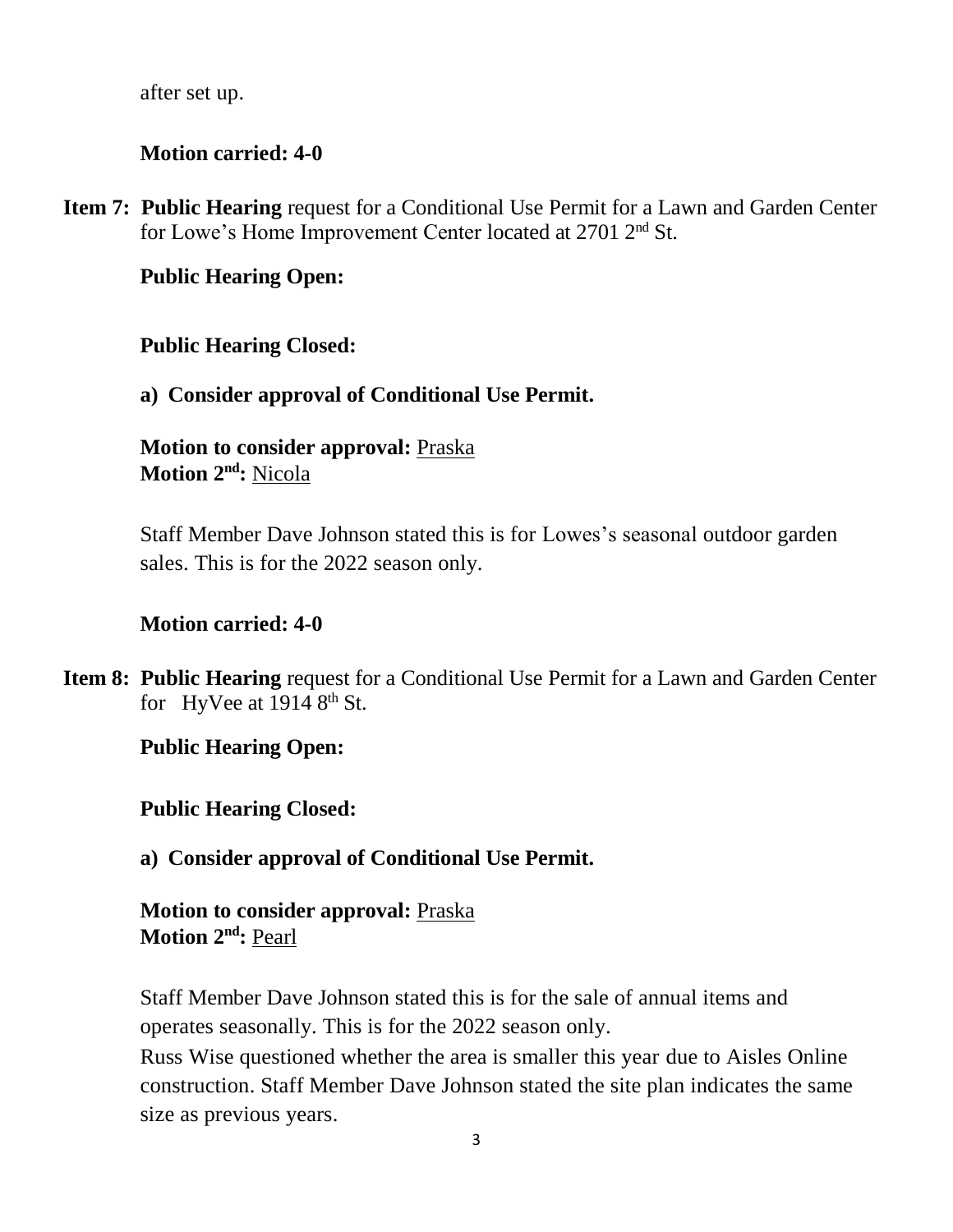after set up.

**Motion carried: 4-0**

**Item 7: Public Hearing** request for a Conditional Use Permit for a Lawn and Garden Center for Lowe's Home Improvement Center located at 2701 2nd St.

**Public Hearing Open:**

**Public Hearing Closed:**

**a) Consider approval of Conditional Use Permit.**

**Motion to consider approval:** Praska
**Motion 2nd:** Nicola

Staff Member Dave Johnson stated this is for Lowes's seasonal outdoor garden sales. This is for the 2022 season only.

**Motion carried: 4-0**

**Item 8: Public Hearing** request for a Conditional Use Permit for a Lawn and Garden Center for HyVee at 1914 8th St.

**Public Hearing Open:**

**Public Hearing Closed:**

**a) Consider approval of Conditional Use Permit.**

**Motion to consider approval:** Praska
**Motion 2nd:** Pearl

Staff Member Dave Johnson stated this is for the sale of annual items and operates seasonally. This is for the 2022 season only.
Russ Wise questioned whether the area is smaller this year due to Aisles Online construction. Staff Member Dave Johnson stated the site plan indicates the same size as previous years.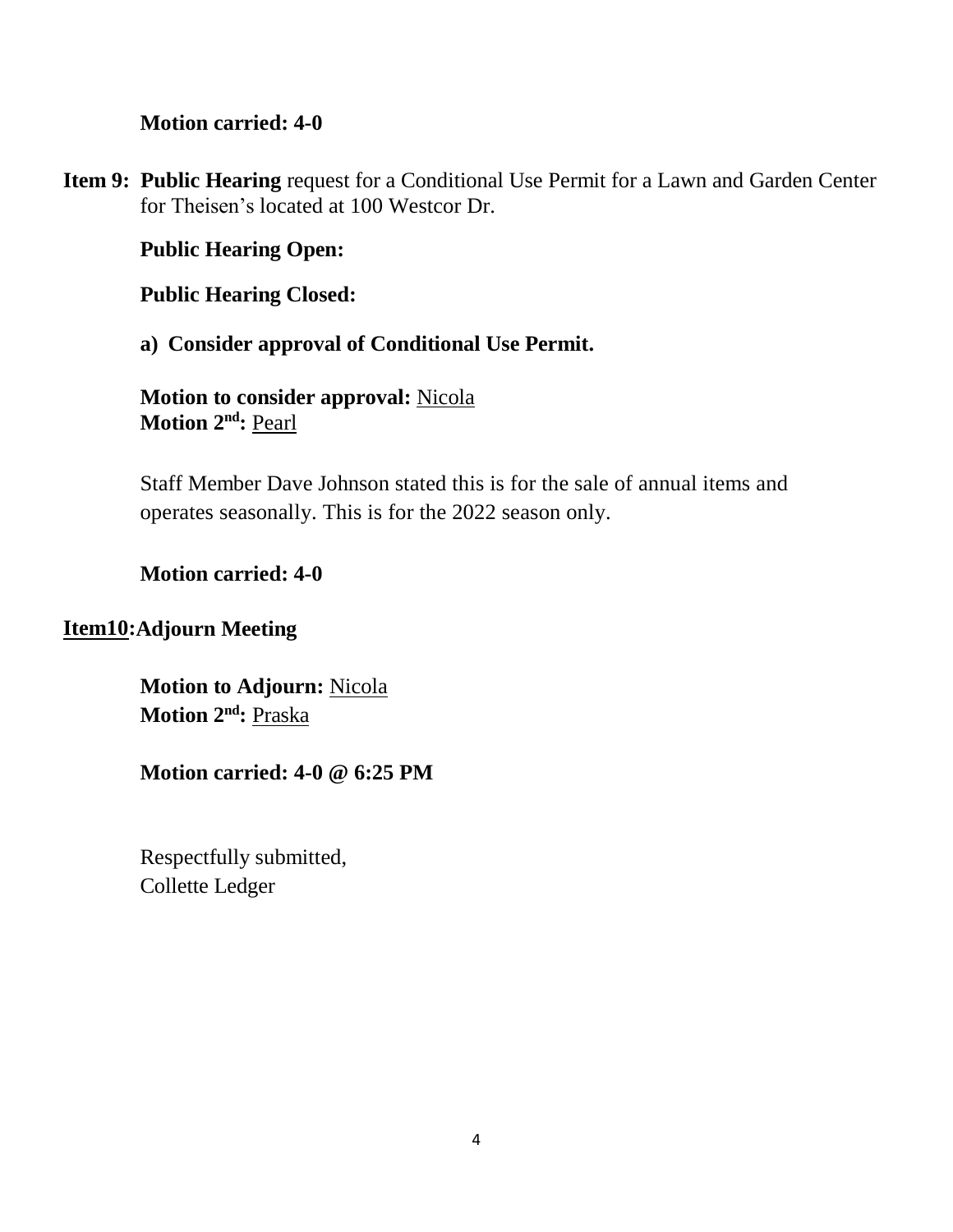**Motion carried: 4-0**

**Item 9: Public Hearing** request for a Conditional Use Permit for a Lawn and Garden Center for Theisen's located at 100 Westcor Dr.

**Public Hearing Open:**

**Public Hearing Closed:**

**a) Consider approval of Conditional Use Permit.**

**Motion to consider approval:** Nicola
**Motion 2nd:** Pearl

Staff Member Dave Johnson stated this is for the sale of annual items and operates seasonally. This is for the 2022 season only.

**Motion carried: 4-0**

**Item10:Adjourn Meeting**

**Motion to Adjourn:** Nicola
**Motion 2nd:** Praska

**Motion carried: 4-0 @ 6:25 PM**

Respectfully submitted,
Collette Ledger